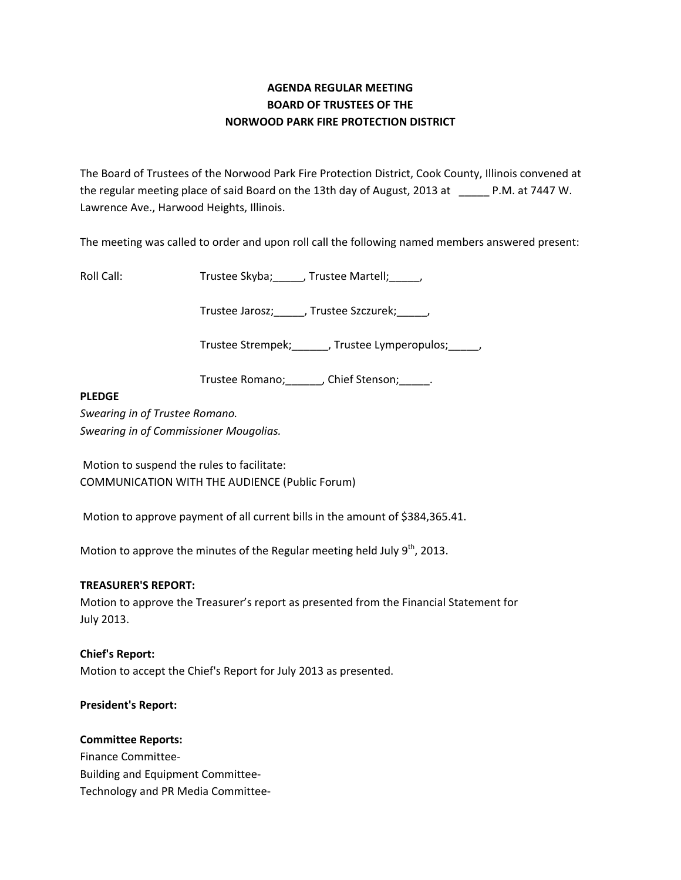# AGENDA REGULAR MEETING
# BOARD OF TRUSTEES OF THE
# NORWOOD PARK FIRE PROTECTION DISTRICT

The Board of Trustees of the Norwood Park Fire Protection District, Cook County, Illinois convened at the regular meeting place of said Board on the 13th day of August, 2013 at _____ P.M. at 7447 W. Lawrence Ave., Harwood Heights, Illinois.

The meeting was called to order and upon roll call the following named members answered present:

Roll Call: Trustee Skyba;_____, Trustee Martell;_____,

Trustee Jarosz;_____, Trustee Szczurek;_____,

Trustee Strempek;______, Trustee Lymperopulos;_____,

Trustee Romano;______, Chief Stenson;_____.

**PLEDGE**

*Swearing in of Trustee Romano.*

*Swearing in of Commissioner Mougolias.*

Motion to suspend the rules to facilitate:
COMMUNICATION WITH THE AUDIENCE (Public Forum)

Motion to approve payment of all current bills in the amount of $384,365.41.

Motion to approve the minutes of the Regular meeting held July 9th, 2013.

**TREASURER'S REPORT:**

Motion to approve the Treasurer's report as presented from the Financial Statement for July 2013.

**Chief's Report:**

Motion to accept the Chief's Report for July 2013 as presented.

**President's Report:**

**Committee Reports:**

Finance Committee-

Building and Equipment Committee-

Technology and PR Media Committee-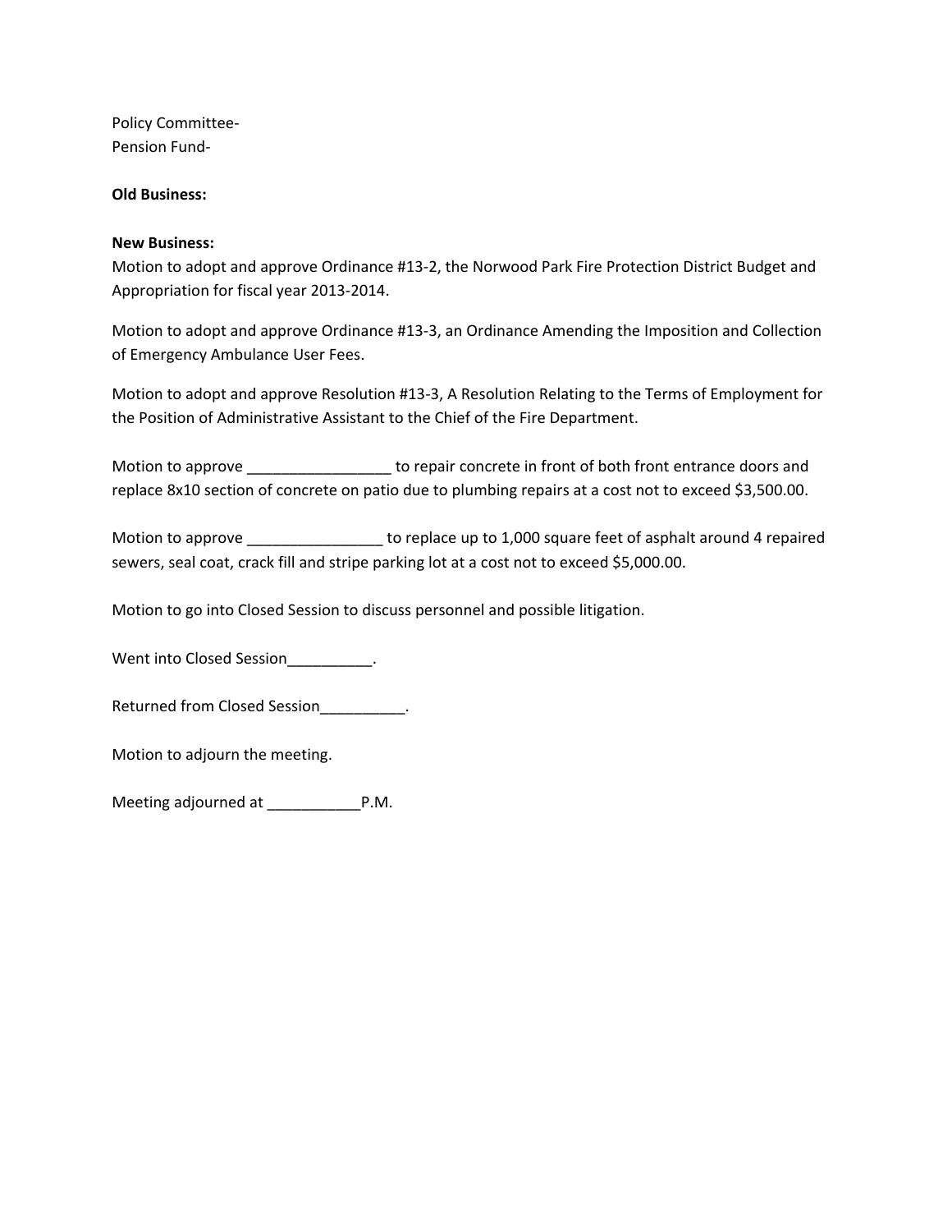Policy Committee-
Pension Fund-

**Old Business:**

**New Business:**
Motion to adopt and approve Ordinance #13-2, the Norwood Park Fire Protection District Budget and Appropriation for fiscal year 2013-2014.

Motion to adopt and approve Ordinance #13-3, an Ordinance Amending the Imposition and Collection of Emergency Ambulance User Fees.

Motion to adopt and approve Resolution #13-3, A Resolution Relating to the Terms of Employment for the Position of Administrative Assistant to the Chief of the Fire Department.

Motion to approve _________________ to repair concrete in front of both front entrance doors and replace 8x10 section of concrete on patio due to plumbing repairs at a cost not to exceed $3,500.00.

Motion to approve ________________ to replace up to 1,000 square feet of asphalt around 4 repaired sewers, seal coat, crack fill and stripe parking lot at a cost not to exceed $5,000.00.

Motion to go into Closed Session to discuss personnel and possible litigation.

Went into Closed Session__________.

Returned from Closed Session__________.

Motion to adjourn the meeting.

Meeting adjourned at ___________P.M.